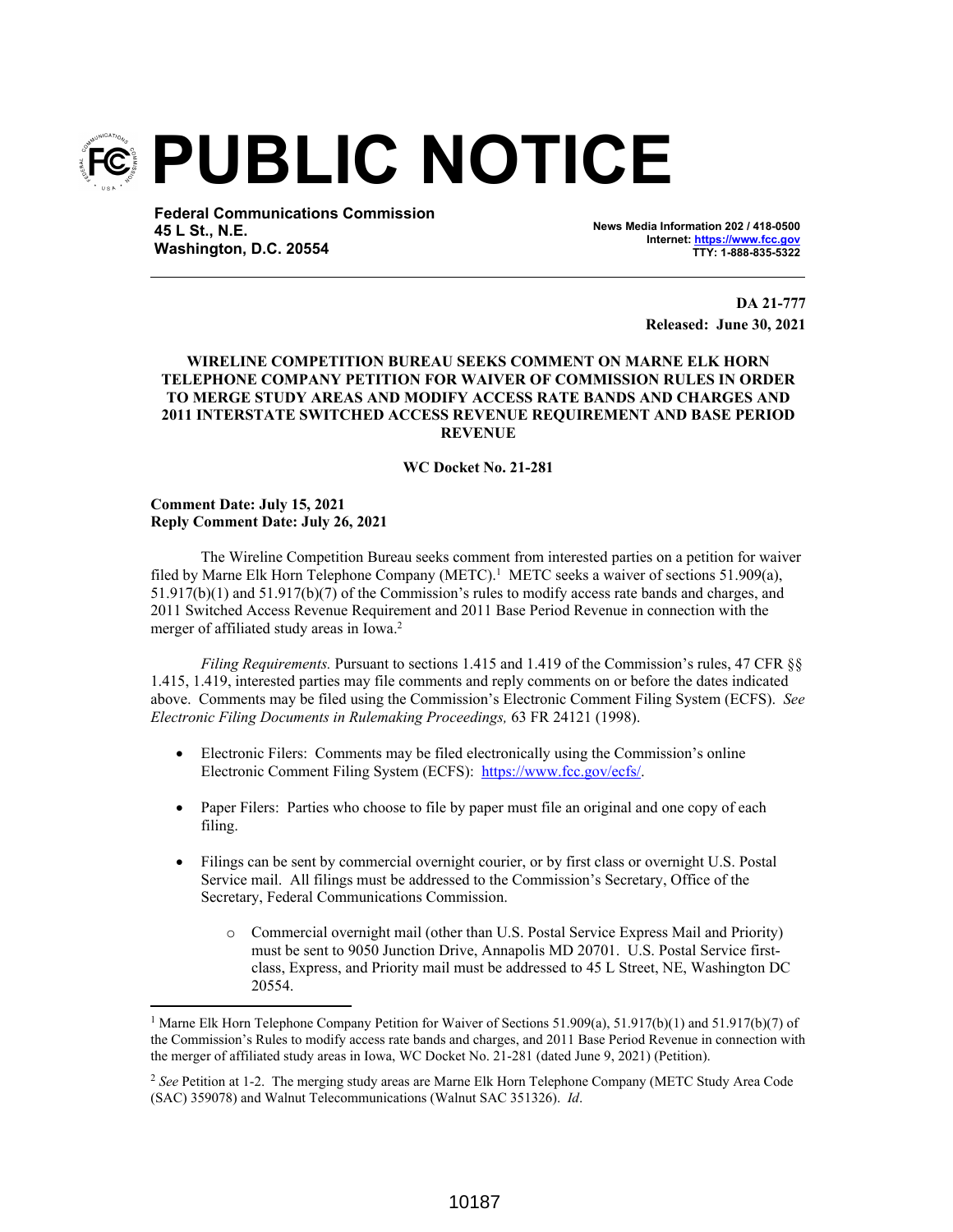# PUBLIC NOTICE

**Federal Communications Commission**
**45 L St., N.E.**
**Washington, D.C. 20554**

**News Media Information 202 / 418-0500**
**Internet: https://www.fcc.gov**
**TTY: 1-888-835-5322**

**DA 21-777**
**Released: June 30, 2021**

**WIRELINE COMPETITION BUREAU SEEKS COMMENT ON MARNE ELK HORN TELEPHONE COMPANY PETITION FOR WAIVER OF COMMISSION RULES IN ORDER TO MERGE STUDY AREAS AND MODIFY ACCESS RATE BANDS AND CHARGES AND 2011 INTERSTATE SWITCHED ACCESS REVENUE REQUIREMENT AND BASE PERIOD REVENUE**

**WC Docket No. 21-281**

**Comment Date: July 15, 2021**
**Reply Comment Date: July 26, 2021**

The Wireline Competition Bureau seeks comment from interested parties on a petition for waiver filed by Marne Elk Horn Telephone Company (METC).[1] METC seeks a waiver of sections 51.909(a), 51.917(b)(1) and 51.917(b)(7) of the Commission's rules to modify access rate bands and charges, and 2011 Switched Access Revenue Requirement and 2011 Base Period Revenue in connection with the merger of affiliated study areas in Iowa.[2]

*Filing Requirements.* Pursuant to sections 1.415 and 1.419 of the Commission's rules, 47 CFR §§ 1.415, 1.419, interested parties may file comments and reply comments on or before the dates indicated above. Comments may be filed using the Commission's Electronic Comment Filing System (ECFS). *See Electronic Filing Documents in Rulemaking Proceedings,* 63 FR 24121 (1998).

- Electronic Filers: Comments may be filed electronically using the Commission's online Electronic Comment Filing System (ECFS): https://www.fcc.gov/ecfs/.
- Paper Filers: Parties who choose to file by paper must file an original and one copy of each filing.
- Filings can be sent by commercial overnight courier, or by first class or overnight U.S. Postal Service mail. All filings must be addressed to the Commission's Secretary, Office of the Secretary, Federal Communications Commission.
  - Commercial overnight mail (other than U.S. Postal Service Express Mail and Priority) must be sent to 9050 Junction Drive, Annapolis MD 20701. U.S. Postal Service first-class, Express, and Priority mail must be addressed to 45 L Street, NE, Washington DC 20554.

---

[1] Marne Elk Horn Telephone Company Petition for Waiver of Sections 51.909(a), 51.917(b)(1) and 51.917(b)(7) of the Commission's Rules to modify access rate bands and charges, and 2011 Base Period Revenue in connection with the merger of affiliated study areas in Iowa, WC Docket No. 21-281 (dated June 9, 2021) (Petition).

[2] *See* Petition at 1-2. The merging study areas are Marne Elk Horn Telephone Company (METC Study Area Code (SAC) 359078) and Walnut Telecommunications (Walnut SAC 351326). *Id*.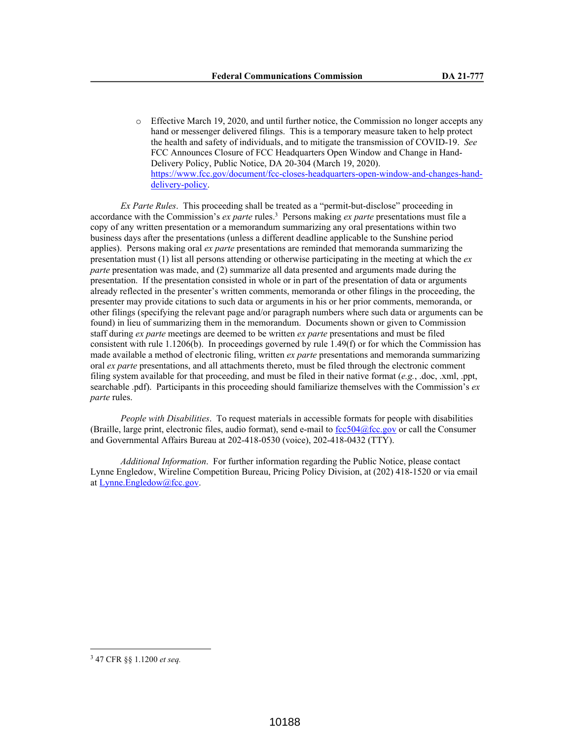- Effective March 19, 2020, and until further notice, the Commission no longer accepts any hand or messenger delivered filings. This is a temporary measure taken to help protect the health and safety of individuals, and to mitigate the transmission of COVID-19. *See* FCC Announces Closure of FCC Headquarters Open Window and Change in Hand-Delivery Policy, Public Notice, DA 20-304 (March 19, 2020). https://www.fcc.gov/document/fcc-closes-headquarters-open-window-and-changes-hand-delivery-policy.

*Ex Parte Rules*. This proceeding shall be treated as a "permit-but-disclose" proceeding in accordance with the Commission's *ex parte* rules.[3] Persons making *ex parte* presentations must file a copy of any written presentation or a memorandum summarizing any oral presentations within two business days after the presentations (unless a different deadline applicable to the Sunshine period applies). Persons making oral *ex parte* presentations are reminded that memoranda summarizing the presentation must (1) list all persons attending or otherwise participating in the meeting at which the *ex parte* presentation was made, and (2) summarize all data presented and arguments made during the presentation. If the presentation consisted in whole or in part of the presentation of data or arguments already reflected in the presenter's written comments, memoranda or other filings in the proceeding, the presenter may provide citations to such data or arguments in his or her prior comments, memoranda, or other filings (specifying the relevant page and/or paragraph numbers where such data or arguments can be found) in lieu of summarizing them in the memorandum. Documents shown or given to Commission staff during *ex parte* meetings are deemed to be written *ex parte* presentations and must be filed consistent with rule 1.1206(b). In proceedings governed by rule 1.49(f) or for which the Commission has made available a method of electronic filing, written *ex parte* presentations and memoranda summarizing oral *ex parte* presentations, and all attachments thereto, must be filed through the electronic comment filing system available for that proceeding, and must be filed in their native format (*e.g.*, .doc, .xml, .ppt, searchable .pdf). Participants in this proceeding should familiarize themselves with the Commission's *ex parte* rules.

*People with Disabilities*. To request materials in accessible formats for people with disabilities (Braille, large print, electronic files, audio format), send e-mail to fcc504@fcc.gov or call the Consumer and Governmental Affairs Bureau at 202-418-0530 (voice), 202-418-0432 (TTY).

*Additional Information*. For further information regarding the Public Notice, please contact Lynne Engledow, Wireline Competition Bureau, Pricing Policy Division, at (202) 418-1520 or via email at Lynne.Engledow@fcc.gov.

---

[3] 47 CFR §§ 1.1200 *et seq.*